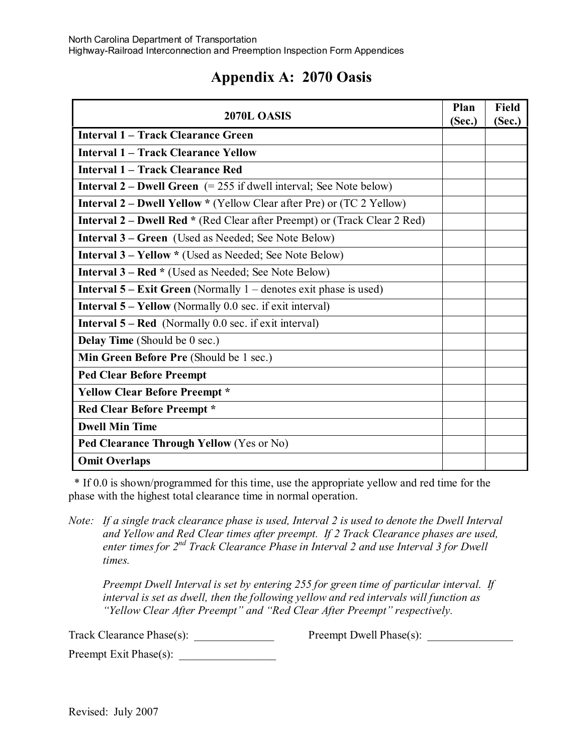North Carolina Department of Transportation
Highway-Railroad Interconnection and Preemption Inspection Form Appendices

# Appendix A: 2070 Oasis

| 2070L OASIS | Plan (Sec.) | Field (Sec.) |
|---|---|---|
| **Interval 1 – Track Clearance Green** | | |
| **Interval 1 – Track Clearance Yellow** | | |
| **Interval 1 – Track Clearance Red** | | |
| **Interval 2 – Dwell Green** (= 255 if dwell interval; See Note below) | | |
| **Interval 2 – Dwell Yellow *** (Yellow Clear after Pre) or (TC 2 Yellow) | | |
| **Interval 2 – Dwell Red *** (Red Clear after Preempt) or (Track Clear 2 Red) | | |
| **Interval 3 – Green** (Used as Needed; See Note Below) | | |
| **Interval 3 – Yellow *** (Used as Needed; See Note Below) | | |
| **Interval 3 – Red *** (Used as Needed; See Note Below) | | |
| **Interval 5 – Exit Green** (Normally 1 – denotes exit phase is used) | | |
| **Interval 5 – Yellow** (Normally 0.0 sec. if exit interval) | | |
| **Interval 5 – Red** (Normally 0.0 sec. if exit interval) | | |
| **Delay Time** (Should be 0 sec.) | | |
| **Min Green Before Pre** (Should be 1 sec.) | | |
| **Ped Clear Before Preempt** | | |
| **Yellow Clear Before Preempt *** | | |
| **Red Clear Before Preempt *** | | |
| **Dwell Min Time** | | |
| **Ped Clearance Through Yellow** (Yes or No) | | |
| **Omit Overlaps** | | |

\* If 0.0 is shown/programmed for this time, use the appropriate yellow and red time for the phase with the highest total clearance time in normal operation.

*Note: If a single track clearance phase is used, Interval 2 is used to denote the Dwell Interval and Yellow and Red Clear times after preempt. If 2 Track Clearance phases are used, enter times for 2nd Track Clearance Phase in Interval 2 and use Interval 3 for Dwell times.*

*Preempt Dwell Interval is set by entering 255 for green time of particular interval. If interval is set as dwell, then the following yellow and red intervals will function as "Yellow Clear After Preempt" and "Red Clear After Preempt" respectively.*

Track Clearance Phase(s): ______________ Preempt Dwell Phase(s): _______________

Preempt Exit Phase(s): _________________

Revised: July 2007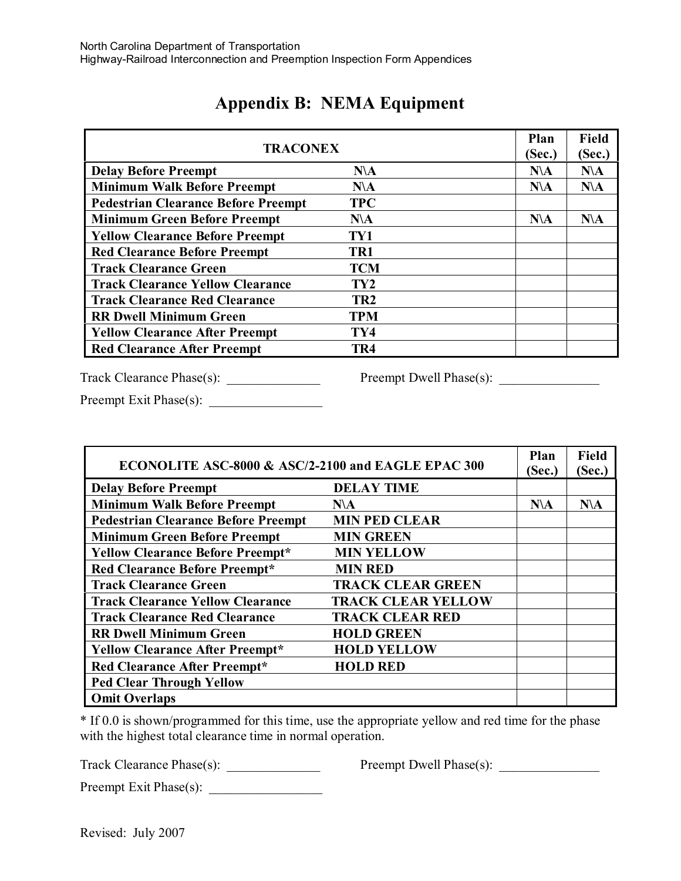# Appendix B: NEMA Equipment

| TRACONEX | | Plan (Sec.) | Field (Sec.) |
|---|---|---|---|
| **Delay Before Preempt** | **N\A** | **N\A** | **N\A** |
| **Minimum Walk Before Preempt** | **N\A** | **N\A** | **N\A** |
| **Pedestrian Clearance Before Preempt** | **TPC** | | |
| **Minimum Green Before Preempt** | **N\A** | **N\A** | **N\A** |
| **Yellow Clearance Before Preempt** | **TY1** | | |
| **Red Clearance Before Preempt** | **TR1** | | |
| **Track Clearance Green** | **TCM** | | |
| **Track Clearance Yellow Clearance** | **TY2** | | |
| **Track Clearance Red Clearance** | **TR2** | | |
| **RR Dwell Minimum Green** | **TPM** | | |
| **Yellow Clearance After Preempt** | **TY4** | | |
| **Red Clearance After Preempt** | **TR4** | | |

Track Clearance Phase(s): ______________ Preempt Dwell Phase(s): _______________

Preempt Exit Phase(s): _________________

| ECONOLITE ASC-8000 & ASC/2-2100 and EAGLE EPAC 300 | | Plan (Sec.) | Field (Sec.) |
|---|---|---|---|
| **Delay Before Preempt** | **DELAY TIME** | | |
| **Minimum Walk Before Preempt** | **N\A** | **N\A** | **N\A** |
| **Pedestrian Clearance Before Preempt** | **MIN PED CLEAR** | | |
| **Minimum Green Before Preempt** | **MIN GREEN** | | |
| **Yellow Clearance Before Preempt*** | **MIN YELLOW** | | |
| **Red Clearance Before Preempt*** | **MIN RED** | | |
| **Track Clearance Green** | **TRACK CLEAR GREEN** | | |
| **Track Clearance Yellow Clearance** | **TRACK CLEAR YELLOW** | | |
| **Track Clearance Red Clearance** | **TRACK CLEAR RED** | | |
| **RR Dwell Minimum Green** | **HOLD GREEN** | | |
| **Yellow Clearance After Preempt*** | **HOLD YELLOW** | | |
| **Red Clearance After Preempt*** | **HOLD RED** | | |
| **Ped Clear Through Yellow** | | | |
| **Omit Overlaps** | | | |

* If 0.0 is shown/programmed for this time, use the appropriate yellow and red time for the phase with the highest total clearance time in normal operation.

Track Clearance Phase(s): ______________ Preempt Dwell Phase(s): _______________

Preempt Exit Phase(s): _________________

Revised: July 2007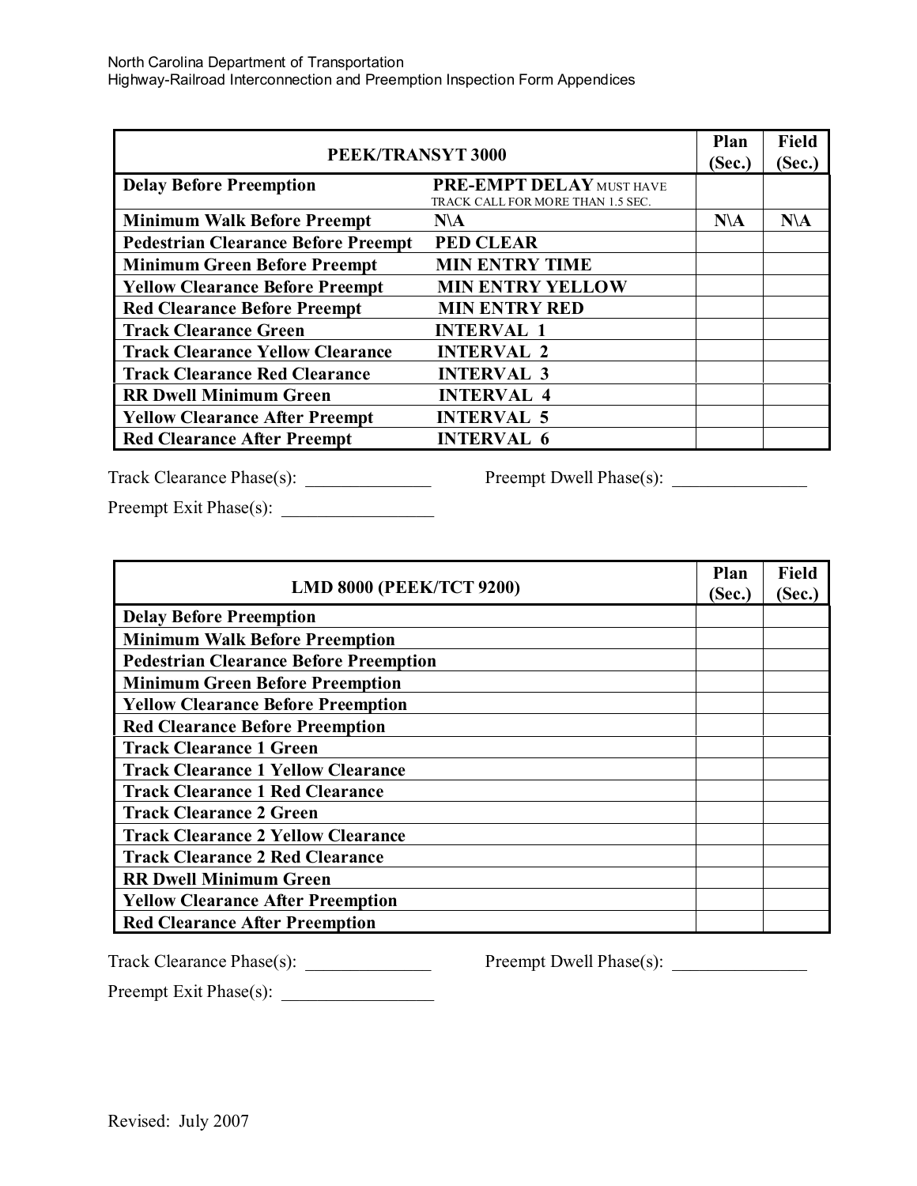| PEEK/TRANSYT 3000 | | Plan (Sec.) | Field (Sec.) |
|---|---|---|---|
| **Delay Before Preemption** | **PRE-EMPT DELAY** MUST HAVE TRACK CALL FOR MORE THAN 1.5 SEC. | | |
| **Minimum Walk Before Preempt** | **N\A** | **N\A** | **N\A** |
| **Pedestrian Clearance Before Preempt** | **PED CLEAR** | | |
| **Minimum Green Before Preempt** | **MIN ENTRY TIME** | | |
| **Yellow Clearance Before Preempt** | **MIN ENTRY YELLOW** | | |
| **Red Clearance Before Preempt** | **MIN ENTRY RED** | | |
| **Track Clearance Green** | **INTERVAL 1** | | |
| **Track Clearance Yellow Clearance** | **INTERVAL 2** | | |
| **Track Clearance Red Clearance** | **INTERVAL 3** | | |
| **RR Dwell Minimum Green** | **INTERVAL 4** | | |
| **Yellow Clearance After Preempt** | **INTERVAL 5** | | |
| **Red Clearance After Preempt** | **INTERVAL 6** | | |

Track Clearance Phase(s): ______________ Preempt Dwell Phase(s): _______________

Preempt Exit Phase(s): _________________

| LMD 8000 (PEEK/TCT 9200) | Plan (Sec.) | Field (Sec.) |
|---|---|---|
| **Delay Before Preemption** | | |
| **Minimum Walk Before Preemption** | | |
| **Pedestrian Clearance Before Preemption** | | |
| **Minimum Green Before Preemption** | | |
| **Yellow Clearance Before Preemption** | | |
| **Red Clearance Before Preemption** | | |
| **Track Clearance 1 Green** | | |
| **Track Clearance 1 Yellow Clearance** | | |
| **Track Clearance 1 Red Clearance** | | |
| **Track Clearance 2 Green** | | |
| **Track Clearance 2 Yellow Clearance** | | |
| **Track Clearance 2 Red Clearance** | | |
| **RR Dwell Minimum Green** | | |
| **Yellow Clearance After Preemption** | | |
| **Red Clearance After Preemption** | | |

Track Clearance Phase(s): ______________ Preempt Dwell Phase(s): _______________

Preempt Exit Phase(s): _________________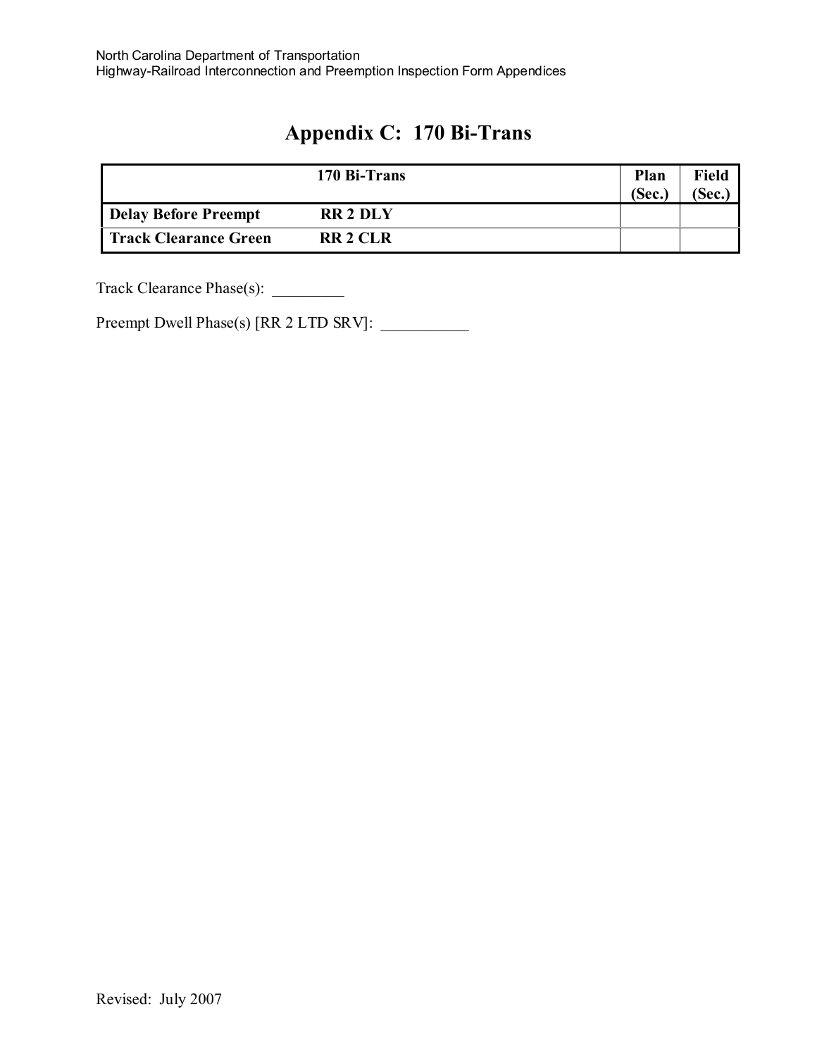# Appendix C: 170 Bi-Trans

| 170 Bi-Trans | | Plan (Sec.) | Field (Sec.) |
|---|---|---|---|
| **Delay Before Preempt** | **RR 2 DLY** | | |
| **Track Clearance Green** | **RR 2 CLR** | | |

Track Clearance Phase(s): _________

Preempt Dwell Phase(s) [RR 2 LTD SRV]: ___________

Revised: July 2007